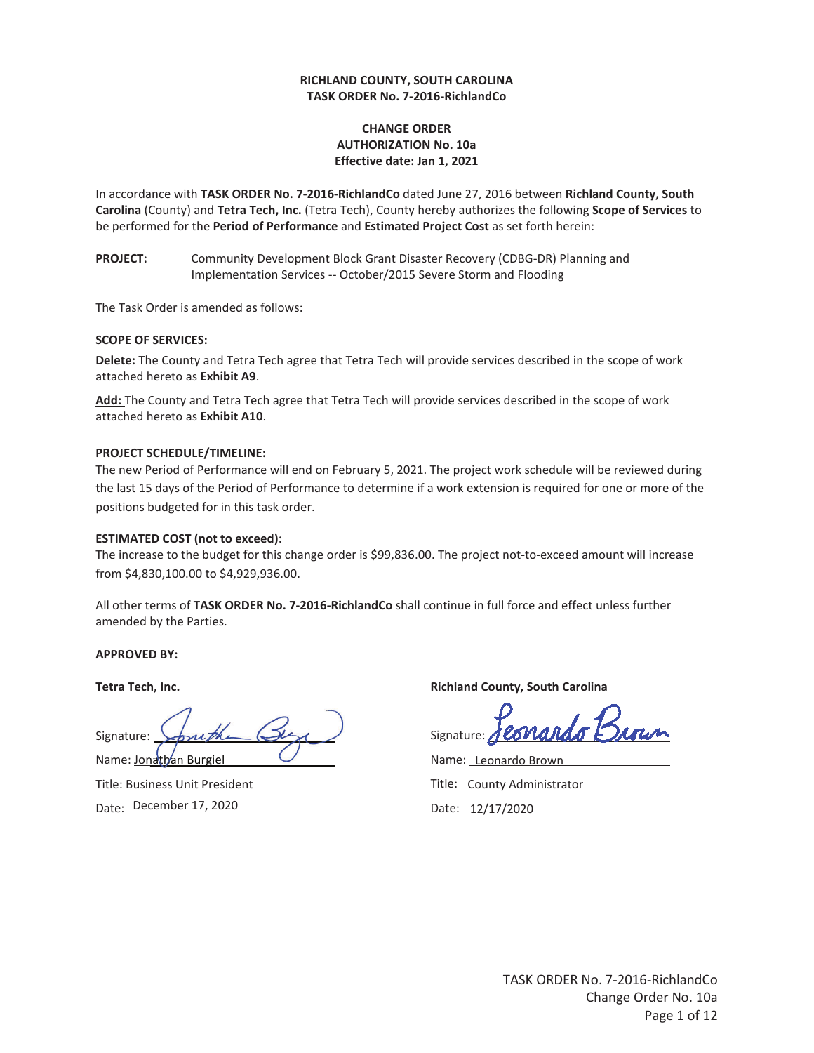**RICHLAND COUNTY, SOUTH CAROLINA**
**TASK ORDER No. 7-2016-RichlandCo**

**CHANGE ORDER**
**AUTHORIZATION No. 10a**
**Effective date: Jan 1, 2021**

In accordance with **TASK ORDER No. 7-2016-RichlandCo** dated June 27, 2016 between **Richland County, South Carolina** (County) and **Tetra Tech, Inc.** (Tetra Tech), County hereby authorizes the following **Scope of Services** to be performed for the **Period of Performance** and **Estimated Project Cost** as set forth herein:

**PROJECT:** Community Development Block Grant Disaster Recovery (CDBG-DR) Planning and Implementation Services -- October/2015 Severe Storm and Flooding

The Task Order is amended as follows:

**SCOPE OF SERVICES:**

**Delete:** The County and Tetra Tech agree that Tetra Tech will provide services described in the scope of work attached hereto as **Exhibit A9**.

**Add:** The County and Tetra Tech agree that Tetra Tech will provide services described in the scope of work attached hereto as **Exhibit A10**.

**PROJECT SCHEDULE/TIMELINE:**
The new Period of Performance will end on February 5, 2021. The project work schedule will be reviewed during the last 15 days of the Period of Performance to determine if a work extension is required for one or more of the positions budgeted for in this task order.

**ESTIMATED COST (not to exceed):**
The increase to the budget for this change order is $99,836.00. The project not-to-exceed amount will increase from $4,830,100.00 to $4,929,936.00.

All other terms of **TASK ORDER No. 7-2016-RichlandCo** shall continue in full force and effect unless further amended by the Parties.

**APPROVED BY:**

**Tetra Tech, Inc.**

Signature: [signature]
Name: Jonathan Burgiel
Title: Business Unit President
Date: December 17, 2020

**Richland County, South Carolina**

Signature: [signature]
Name: Leonardo Brown
Title: County Administrator
Date: 12/17/2020

TASK ORDER No. 7-2016-RichlandCo
Change Order No. 10a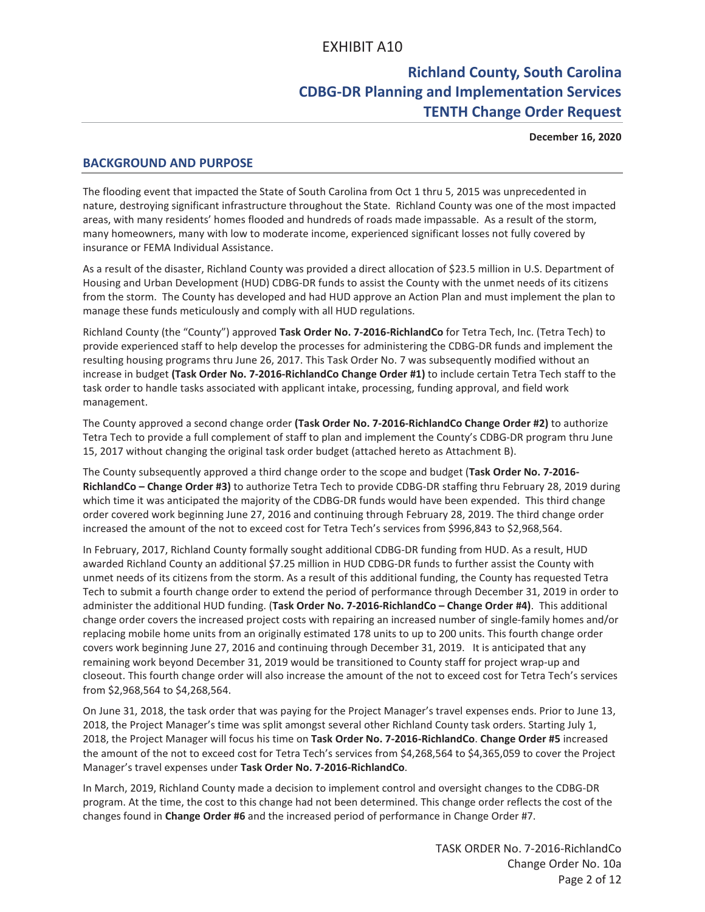# EXHIBIT A10

## Richland County, South Carolina
## CDBG-DR Planning and Implementation Services
## TENTH Change Order Request

**December 16, 2020**

### BACKGROUND AND PURPOSE

The flooding event that impacted the State of South Carolina from Oct 1 thru 5, 2015 was unprecedented in nature, destroying significant infrastructure throughout the State. Richland County was one of the most impacted areas, with many residents' homes flooded and hundreds of roads made impassable. As a result of the storm, many homeowners, many with low to moderate income, experienced significant losses not fully covered by insurance or FEMA Individual Assistance.

As a result of the disaster, Richland County was provided a direct allocation of $23.5 million in U.S. Department of Housing and Urban Development (HUD) CDBG-DR funds to assist the County with the unmet needs of its citizens from the storm. The County has developed and had HUD approve an Action Plan and must implement the plan to manage these funds meticulously and comply with all HUD regulations.

Richland County (the "County") approved **Task Order No. 7-2016-RichlandCo** for Tetra Tech, Inc. (Tetra Tech) to provide experienced staff to help develop the processes for administering the CDBG-DR funds and implement the resulting housing programs thru June 26, 2017. This Task Order No. 7 was subsequently modified without an increase in budget **(Task Order No. 7-2016-RichlandCo Change Order #1)** to include certain Tetra Tech staff to the task order to handle tasks associated with applicant intake, processing, funding approval, and field work management.

The County approved a second change order **(Task Order No. 7-2016-RichlandCo Change Order #2)** to authorize Tetra Tech to provide a full complement of staff to plan and implement the County's CDBG-DR program thru June 15, 2017 without changing the original task order budget (attached hereto as Attachment B).

The County subsequently approved a third change order to the scope and budget (**Task Order No. 7-2016-RichlandCo – Change Order #3)** to authorize Tetra Tech to provide CDBG-DR staffing thru February 28, 2019 during which time it was anticipated the majority of the CDBG-DR funds would have been expended. This third change order covered work beginning June 27, 2016 and continuing through February 28, 2019. The third change order increased the amount of the not to exceed cost for Tetra Tech's services from $996,843 to $2,968,564.

In February, 2017, Richland County formally sought additional CDBG-DR funding from HUD. As a result, HUD awarded Richland County an additional $7.25 million in HUD CDBG-DR funds to further assist the County with unmet needs of its citizens from the storm. As a result of this additional funding, the County has requested Tetra Tech to submit a fourth change order to extend the period of performance through December 31, 2019 in order to administer the additional HUD funding. (**Task Order No. 7-2016-RichlandCo – Change Order #4)**. This additional change order covers the increased project costs with repairing an increased number of single-family homes and/or replacing mobile home units from an originally estimated 178 units to up to 200 units. This fourth change order covers work beginning June 27, 2016 and continuing through December 31, 2019. It is anticipated that any remaining work beyond December 31, 2019 would be transitioned to County staff for project wrap-up and closeout. This fourth change order will also increase the amount of the not to exceed cost for Tetra Tech's services from $2,968,564 to $4,268,564.

On June 31, 2018, the task order that was paying for the Project Manager's travel expenses ends. Prior to June 13, 2018, the Project Manager's time was split amongst several other Richland County task orders. Starting July 1, 2018, the Project Manager will focus his time on **Task Order No. 7-2016-RichlandCo**. **Change Order #5** increased the amount of the not to exceed cost for Tetra Tech's services from $4,268,564 to $4,365,059 to cover the Project Manager's travel expenses under **Task Order No. 7-2016-RichlandCo**.

In March, 2019, Richland County made a decision to implement control and oversight changes to the CDBG-DR program. At the time, the cost to this change had not been determined. This change order reflects the cost of the changes found in **Change Order #6** and the increased period of performance in Change Order #7.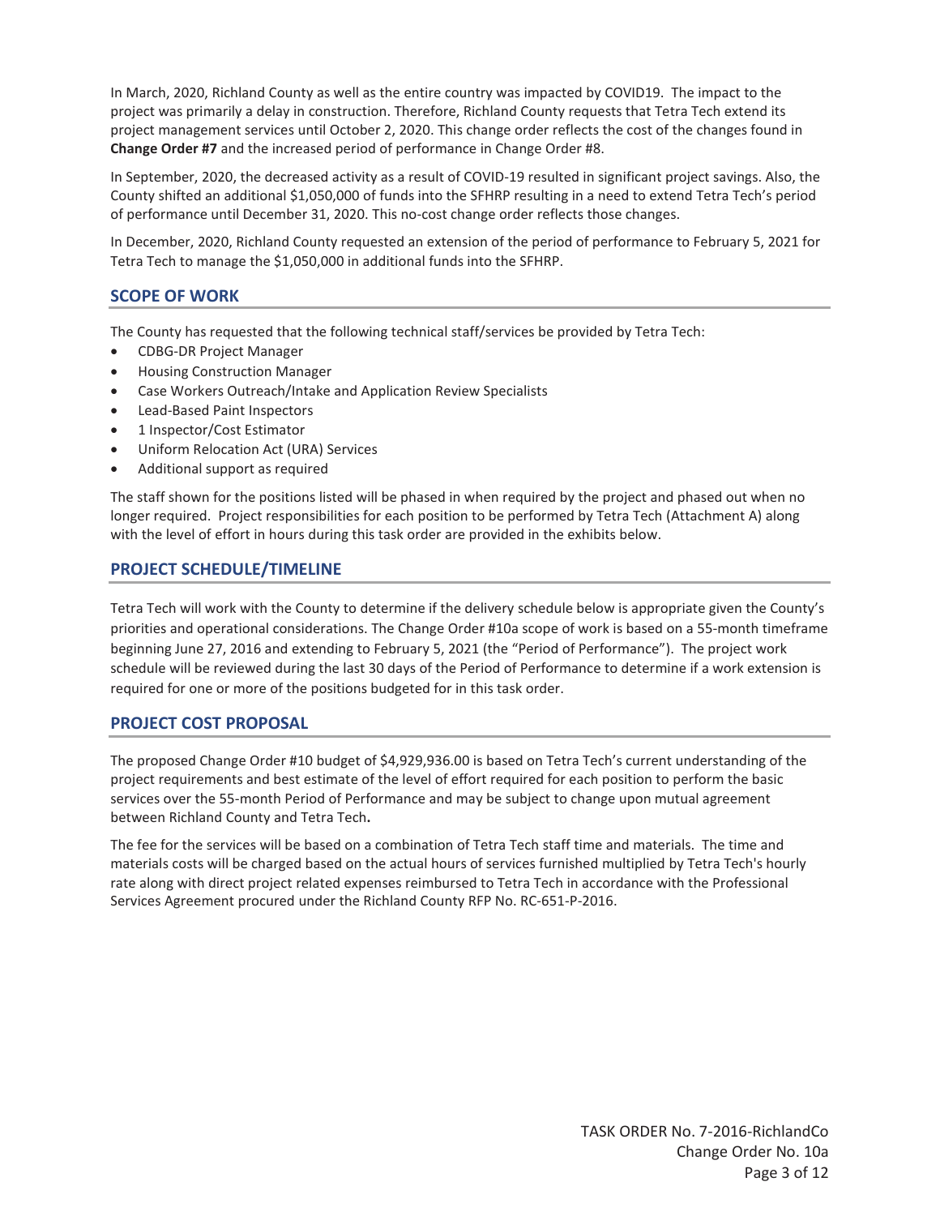In March, 2020, Richland County as well as the entire country was impacted by COVID19. The impact to the project was primarily a delay in construction. Therefore, Richland County requests that Tetra Tech extend its project management services until October 2, 2020. This change order reflects the cost of the changes found in **Change Order #7** and the increased period of performance in Change Order #8.

In September, 2020, the decreased activity as a result of COVID-19 resulted in significant project savings. Also, the County shifted an additional $1,050,000 of funds into the SFHRP resulting in a need to extend Tetra Tech's period of performance until December 31, 2020. This no-cost change order reflects those changes.

In December, 2020, Richland County requested an extension of the period of performance to February 5, 2021 for Tetra Tech to manage the $1,050,000 in additional funds into the SFHRP.

## SCOPE OF WORK

The County has requested that the following technical staff/services be provided by Tetra Tech:

- CDBG-DR Project Manager
- Housing Construction Manager
- Case Workers Outreach/Intake and Application Review Specialists
- Lead-Based Paint Inspectors
- 1 Inspector/Cost Estimator
- Uniform Relocation Act (URA) Services
- Additional support as required

The staff shown for the positions listed will be phased in when required by the project and phased out when no longer required. Project responsibilities for each position to be performed by Tetra Tech (Attachment A) along with the level of effort in hours during this task order are provided in the exhibits below.

## PROJECT SCHEDULE/TIMELINE

Tetra Tech will work with the County to determine if the delivery schedule below is appropriate given the County's priorities and operational considerations. The Change Order #10a scope of work is based on a 55-month timeframe beginning June 27, 2016 and extending to February 5, 2021 (the "Period of Performance"). The project work schedule will be reviewed during the last 30 days of the Period of Performance to determine if a work extension is required for one or more of the positions budgeted for in this task order.

## PROJECT COST PROPOSAL

The proposed Change Order #10 budget of $4,929,936.00 is based on Tetra Tech's current understanding of the project requirements and best estimate of the level of effort required for each position to perform the basic services over the 55-month Period of Performance and may be subject to change upon mutual agreement between Richland County and Tetra Tech**.**

The fee for the services will be based on a combination of Tetra Tech staff time and materials. The time and materials costs will be charged based on the actual hours of services furnished multiplied by Tetra Tech's hourly rate along with direct project related expenses reimbursed to Tetra Tech in accordance with the Professional Services Agreement procured under the Richland County RFP No. RC-651-P-2016.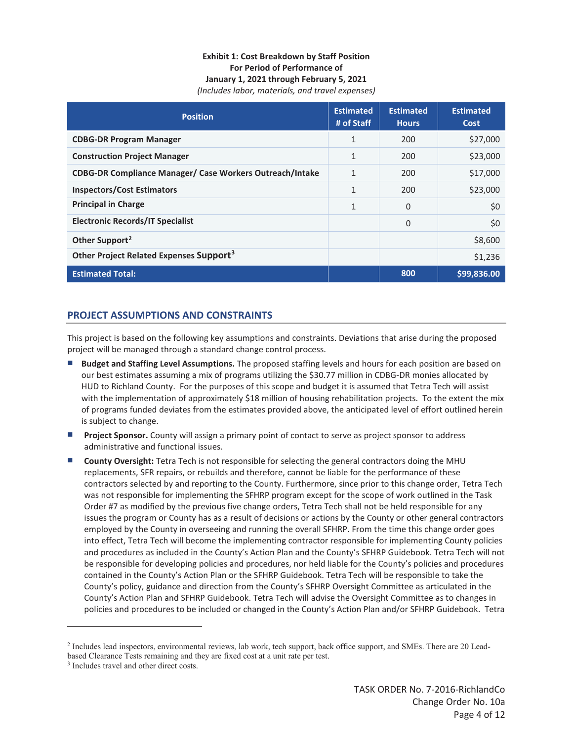**Exhibit 1: Cost Breakdown by Staff Position**
**For Period of Performance of**
**January 1, 2021 through February 5, 2021**
*(Includes labor, materials, and travel expenses)*

| Position | Estimated # of Staff | Estimated Hours | Estimated Cost |
|---|---|---|---|
| **CDBG-DR Program Manager** | 1 | 200 | $27,000 |
| **Construction Project Manager** | 1 | 200 | $23,000 |
| **CDBG-DR Compliance Manager/ Case Workers Outreach/Intake** | 1 | 200 | $17,000 |
| **Inspectors/Cost Estimators** | 1 | 200 | $23,000 |
| **Principal in Charge** | 1 | 0 | $0 |
| **Electronic Records/IT Specialist** | | 0 | $0 |
| **Other Support**[2] | | | $8,600 |
| **Other Project Related Expenses Support**[3] | | | $1,236 |
| **Estimated Total:** | | **800** | **$99,836.00** |

## PROJECT ASSUMPTIONS AND CONSTRAINTS

This project is based on the following key assumptions and constraints. Deviations that arise during the proposed project will be managed through a standard change control process.

- **Budget and Staffing Level Assumptions.** The proposed staffing levels and hours for each position are based on our best estimates assuming a mix of programs utilizing the $30.77 million in CDBG-DR monies allocated by HUD to Richland County. For the purposes of this scope and budget it is assumed that Tetra Tech will assist with the implementation of approximately $18 million of housing rehabilitation projects. To the extent the mix of programs funded deviates from the estimates provided above, the anticipated level of effort outlined herein is subject to change.
- **Project Sponsor.** County will assign a primary point of contact to serve as project sponsor to address administrative and functional issues.
- **County Oversight:** Tetra Tech is not responsible for selecting the general contractors doing the MHU replacements, SFR repairs, or rebuilds and therefore, cannot be liable for the performance of these contractors selected by and reporting to the County. Furthermore, since prior to this change order, Tetra Tech was not responsible for implementing the SFHRP program except for the scope of work outlined in the Task Order #7 as modified by the previous five change orders, Tetra Tech shall not be held responsible for any issues the program or County has as a result of decisions or actions by the County or other general contractors employed by the County in overseeing and running the overall SFHRP. From the time this change order goes into effect, Tetra Tech will become the implementing contractor responsible for implementing County policies and procedures as included in the County's Action Plan and the County's SFHRP Guidebook. Tetra Tech will not be responsible for developing policies and procedures, nor held liable for the County's policies and procedures contained in the County's Action Plan or the SFHRP Guidebook. Tetra Tech will be responsible to take the County's policy, guidance and direction from the County's SFHRP Oversight Committee as articulated in the County's Action Plan and SFHRP Guidebook. Tetra Tech will advise the Oversight Committee as to changes in policies and procedures to be included or changed in the County's Action Plan and/or SFHRP Guidebook. Tetra

---

[2] Includes lead inspectors, environmental reviews, lab work, tech support, back office support, and SMEs. There are 20 Lead-based Clearance Tests remaining and they are fixed cost at a unit rate per test.

[3] Includes travel and other direct costs.

TASK ORDER No. 7-2016-RichlandCo
Change Order No. 10a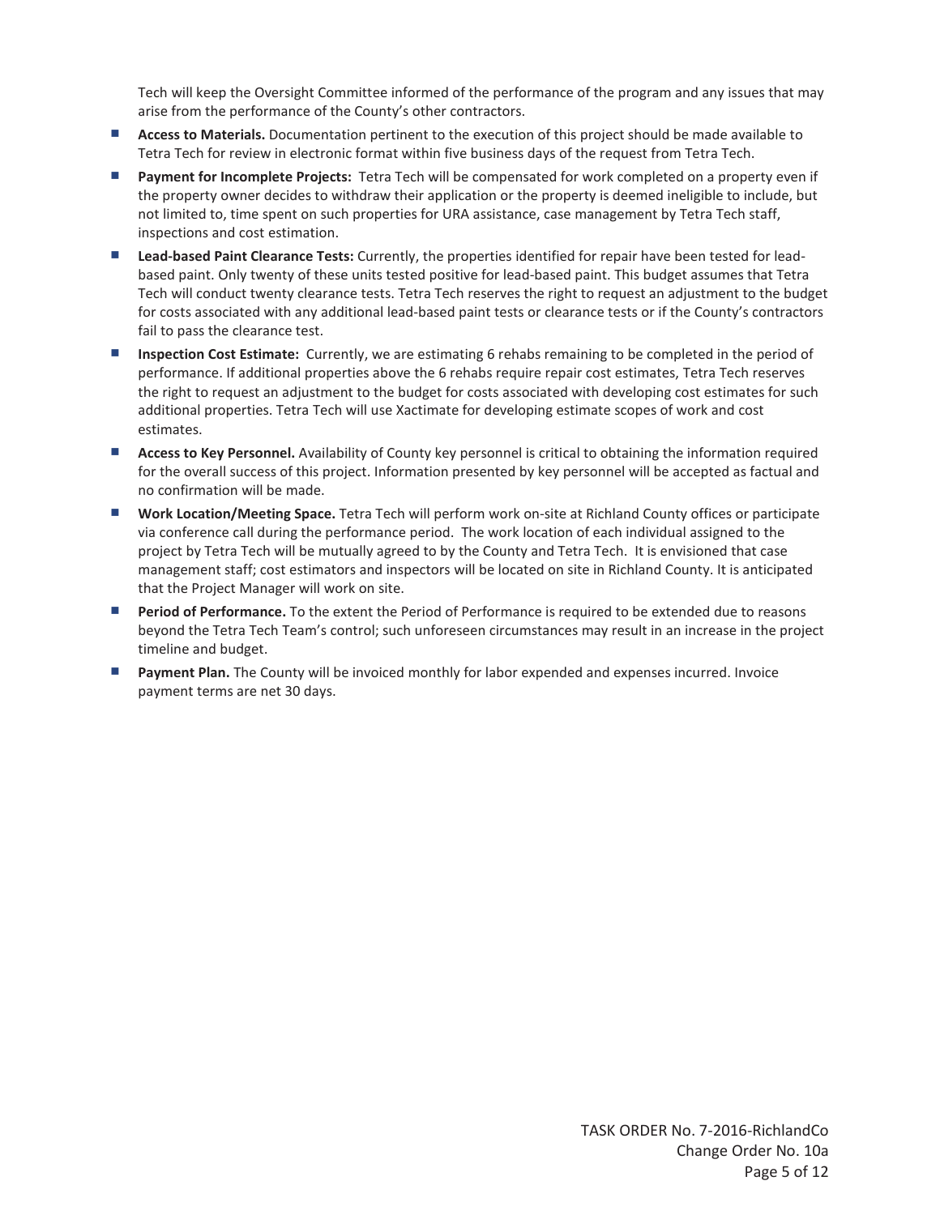Tech will keep the Oversight Committee informed of the performance of the program and any issues that may arise from the performance of the County's other contractors.

- **Access to Materials.** Documentation pertinent to the execution of this project should be made available to Tetra Tech for review in electronic format within five business days of the request from Tetra Tech.
- **Payment for Incomplete Projects:** Tetra Tech will be compensated for work completed on a property even if the property owner decides to withdraw their application or the property is deemed ineligible to include, but not limited to, time spent on such properties for URA assistance, case management by Tetra Tech staff, inspections and cost estimation.
- **Lead-based Paint Clearance Tests:** Currently, the properties identified for repair have been tested for lead-based paint. Only twenty of these units tested positive for lead-based paint. This budget assumes that Tetra Tech will conduct twenty clearance tests. Tetra Tech reserves the right to request an adjustment to the budget for costs associated with any additional lead-based paint tests or clearance tests or if the County's contractors fail to pass the clearance test.
- **Inspection Cost Estimate:** Currently, we are estimating 6 rehabs remaining to be completed in the period of performance. If additional properties above the 6 rehabs require repair cost estimates, Tetra Tech reserves the right to request an adjustment to the budget for costs associated with developing cost estimates for such additional properties. Tetra Tech will use Xactimate for developing estimate scopes of work and cost estimates.
- **Access to Key Personnel.** Availability of County key personnel is critical to obtaining the information required for the overall success of this project. Information presented by key personnel will be accepted as factual and no confirmation will be made.
- **Work Location/Meeting Space.** Tetra Tech will perform work on-site at Richland County offices or participate via conference call during the performance period. The work location of each individual assigned to the project by Tetra Tech will be mutually agreed to by the County and Tetra Tech. It is envisioned that case management staff; cost estimators and inspectors will be located on site in Richland County. It is anticipated that the Project Manager will work on site.
- **Period of Performance.** To the extent the Period of Performance is required to be extended due to reasons beyond the Tetra Tech Team's control; such unforeseen circumstances may result in an increase in the project timeline and budget.
- **Payment Plan.** The County will be invoiced monthly for labor expended and expenses incurred. Invoice payment terms are net 30 days.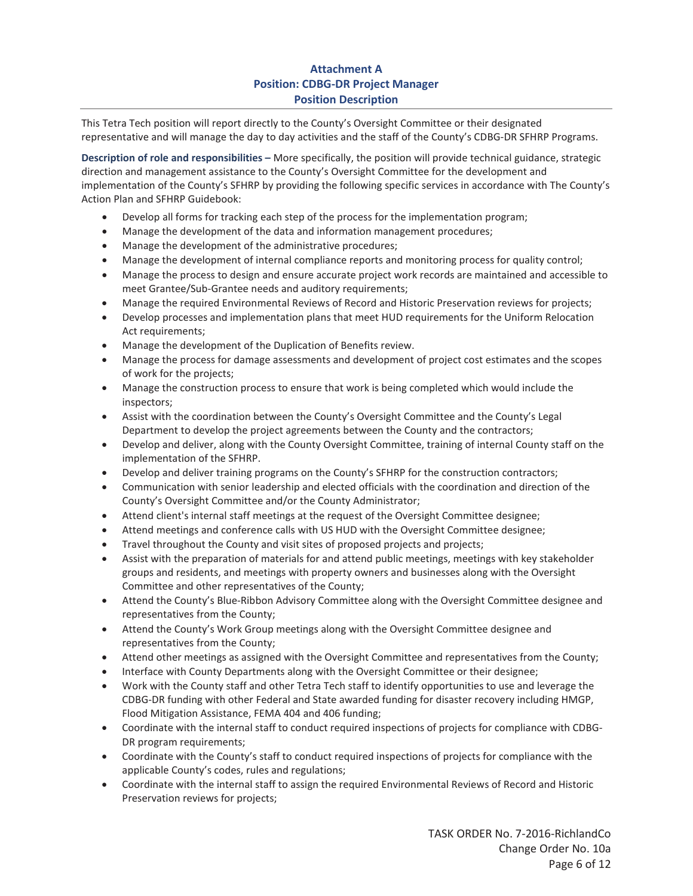## Attachment A
## Position: CDBG-DR Project Manager
## Position Description

This Tetra Tech position will report directly to the County's Oversight Committee or their designated representative and will manage the day to day activities and the staff of the County's CDBG-DR SFHRP Programs.

**Description of role and responsibilities –** More specifically, the position will provide technical guidance, strategic direction and management assistance to the County's Oversight Committee for the development and implementation of the County's SFHRP by providing the following specific services in accordance with The County's Action Plan and SFHRP Guidebook:

- Develop all forms for tracking each step of the process for the implementation program;
- Manage the development of the data and information management procedures;
- Manage the development of the administrative procedures;
- Manage the development of internal compliance reports and monitoring process for quality control;
- Manage the process to design and ensure accurate project work records are maintained and accessible to meet Grantee/Sub-Grantee needs and auditory requirements;
- Manage the required Environmental Reviews of Record and Historic Preservation reviews for projects;
- Develop processes and implementation plans that meet HUD requirements for the Uniform Relocation Act requirements;
- Manage the development of the Duplication of Benefits review.
- Manage the process for damage assessments and development of project cost estimates and the scopes of work for the projects;
- Manage the construction process to ensure that work is being completed which would include the inspectors;
- Assist with the coordination between the County's Oversight Committee and the County's Legal Department to develop the project agreements between the County and the contractors;
- Develop and deliver, along with the County Oversight Committee, training of internal County staff on the implementation of the SFHRP.
- Develop and deliver training programs on the County's SFHRP for the construction contractors;
- Communication with senior leadership and elected officials with the coordination and direction of the County's Oversight Committee and/or the County Administrator;
- Attend client's internal staff meetings at the request of the Oversight Committee designee;
- Attend meetings and conference calls with US HUD with the Oversight Committee designee;
- Travel throughout the County and visit sites of proposed projects and projects;
- Assist with the preparation of materials for and attend public meetings, meetings with key stakeholder groups and residents, and meetings with property owners and businesses along with the Oversight Committee and other representatives of the County;
- Attend the County's Blue-Ribbon Advisory Committee along with the Oversight Committee designee and representatives from the County;
- Attend the County's Work Group meetings along with the Oversight Committee designee and representatives from the County;
- Attend other meetings as assigned with the Oversight Committee and representatives from the County;
- Interface with County Departments along with the Oversight Committee or their designee;
- Work with the County staff and other Tetra Tech staff to identify opportunities to use and leverage the CDBG-DR funding with other Federal and State awarded funding for disaster recovery including HMGP, Flood Mitigation Assistance, FEMA 404 and 406 funding;
- Coordinate with the internal staff to conduct required inspections of projects for compliance with CDBG-DR program requirements;
- Coordinate with the County's staff to conduct required inspections of projects for compliance with the applicable County's codes, rules and regulations;
- Coordinate with the internal staff to assign the required Environmental Reviews of Record and Historic Preservation reviews for projects;

TASK ORDER No. 7-2016-RichlandCo
Change Order No. 10a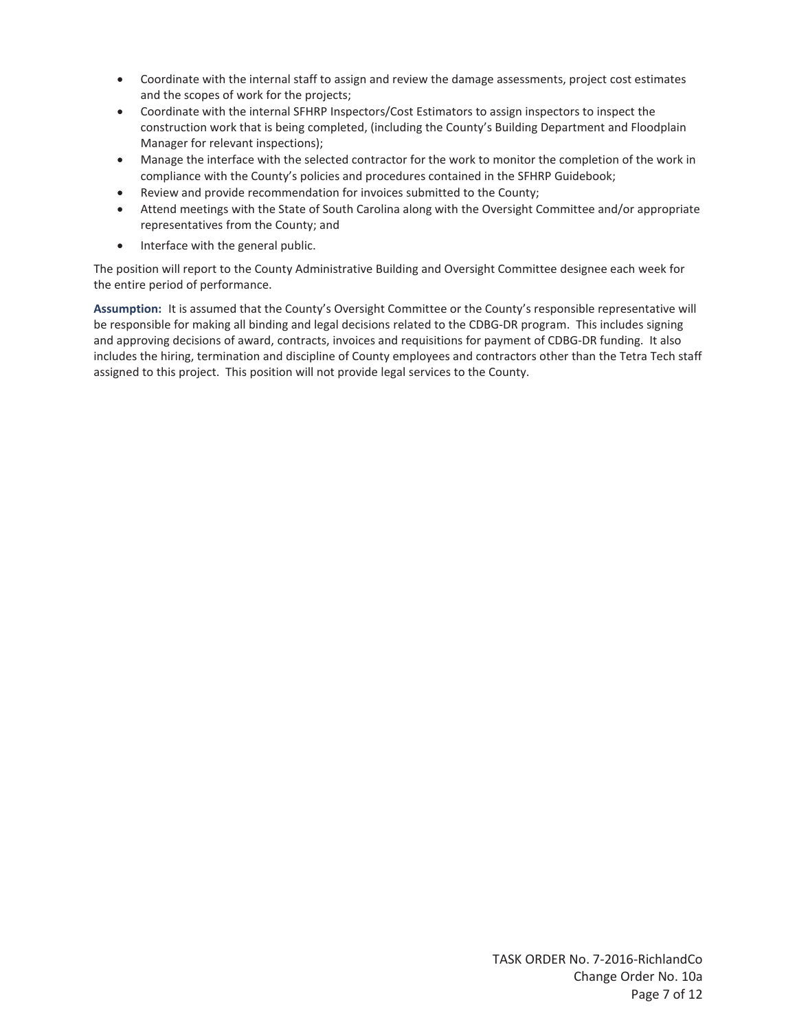- Coordinate with the internal staff to assign and review the damage assessments, project cost estimates and the scopes of work for the projects;
- Coordinate with the internal SFHRP Inspectors/Cost Estimators to assign inspectors to inspect the construction work that is being completed, (including the County's Building Department and Floodplain Manager for relevant inspections);
- Manage the interface with the selected contractor for the work to monitor the completion of the work in compliance with the County's policies and procedures contained in the SFHRP Guidebook;
- Review and provide recommendation for invoices submitted to the County;
- Attend meetings with the State of South Carolina along with the Oversight Committee and/or appropriate representatives from the County; and
- Interface with the general public.

The position will report to the County Administrative Building and Oversight Committee designee each week for the entire period of performance.

**Assumption:** It is assumed that the County's Oversight Committee or the County's responsible representative will be responsible for making all binding and legal decisions related to the CDBG-DR program. This includes signing and approving decisions of award, contracts, invoices and requisitions for payment of CDBG-DR funding. It also includes the hiring, termination and discipline of County employees and contractors other than the Tetra Tech staff assigned to this project. This position will not provide legal services to the County.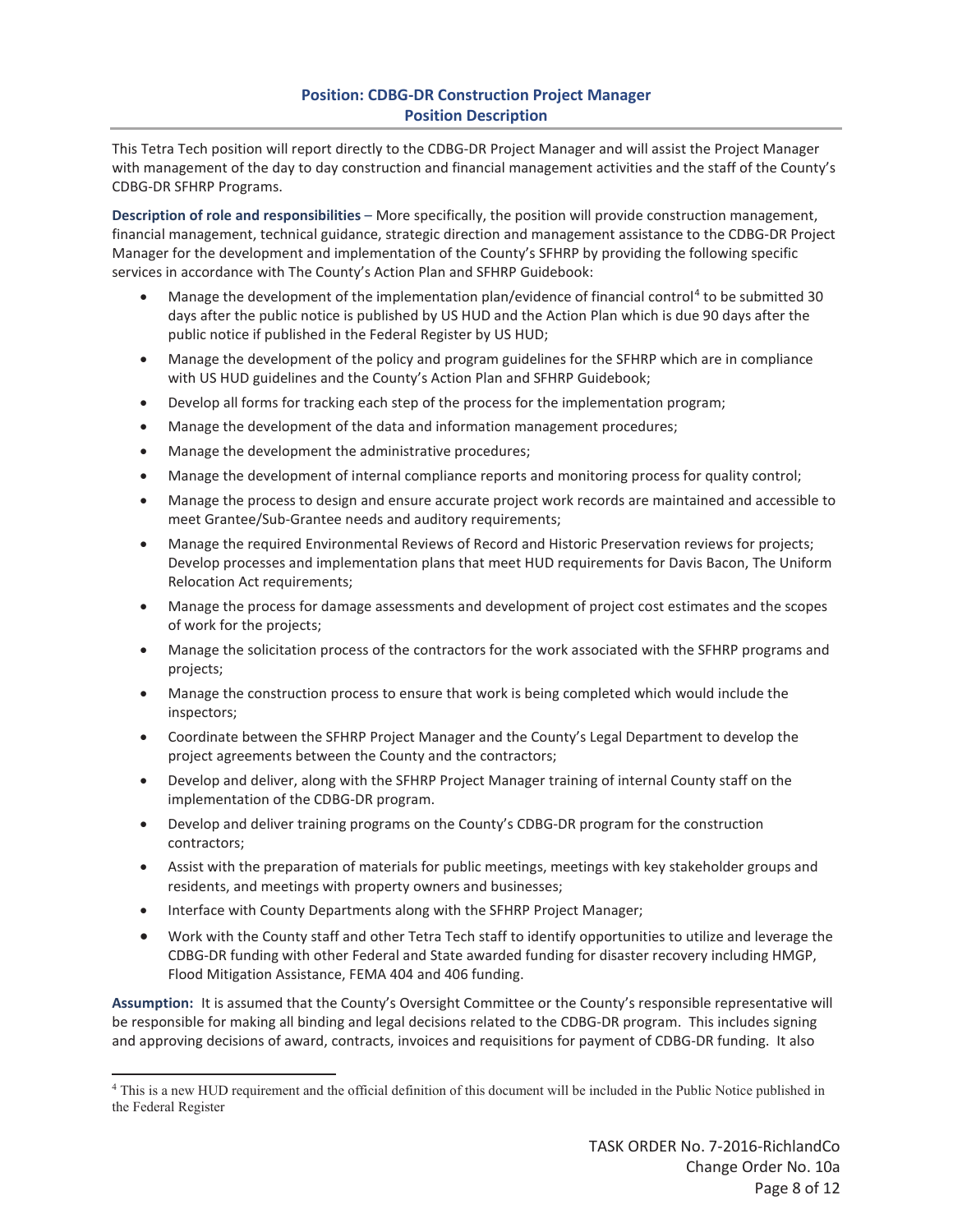## Position: CDBG-DR Construction Project Manager
## Position Description

This Tetra Tech position will report directly to the CDBG-DR Project Manager and will assist the Project Manager with management of the day to day construction and financial management activities and the staff of the County's CDBG-DR SFHRP Programs.

**Description of role and responsibilities** – More specifically, the position will provide construction management, financial management, technical guidance, strategic direction and management assistance to the CDBG-DR Project Manager for the development and implementation of the County's SFHRP by providing the following specific services in accordance with The County's Action Plan and SFHRP Guidebook:

- Manage the development of the implementation plan/evidence of financial control[4] to be submitted 30 days after the public notice is published by US HUD and the Action Plan which is due 90 days after the public notice if published in the Federal Register by US HUD;
- Manage the development of the policy and program guidelines for the SFHRP which are in compliance with US HUD guidelines and the County's Action Plan and SFHRP Guidebook;
- Develop all forms for tracking each step of the process for the implementation program;
- Manage the development of the data and information management procedures;
- Manage the development the administrative procedures;
- Manage the development of internal compliance reports and monitoring process for quality control;
- Manage the process to design and ensure accurate project work records are maintained and accessible to meet Grantee/Sub-Grantee needs and auditory requirements;
- Manage the required Environmental Reviews of Record and Historic Preservation reviews for projects; Develop processes and implementation plans that meet HUD requirements for Davis Bacon, The Uniform Relocation Act requirements;
- Manage the process for damage assessments and development of project cost estimates and the scopes of work for the projects;
- Manage the solicitation process of the contractors for the work associated with the SFHRP programs and projects;
- Manage the construction process to ensure that work is being completed which would include the inspectors;
- Coordinate between the SFHRP Project Manager and the County's Legal Department to develop the project agreements between the County and the contractors;
- Develop and deliver, along with the SFHRP Project Manager training of internal County staff on the implementation of the CDBG-DR program.
- Develop and deliver training programs on the County's CDBG-DR program for the construction contractors;
- Assist with the preparation of materials for public meetings, meetings with key stakeholder groups and residents, and meetings with property owners and businesses;
- Interface with County Departments along with the SFHRP Project Manager;
- Work with the County staff and other Tetra Tech staff to identify opportunities to utilize and leverage the CDBG-DR funding with other Federal and State awarded funding for disaster recovery including HMGP, Flood Mitigation Assistance, FEMA 404 and 406 funding.

**Assumption:** It is assumed that the County's Oversight Committee or the County's responsible representative will be responsible for making all binding and legal decisions related to the CDBG-DR program. This includes signing and approving decisions of award, contracts, invoices and requisitions for payment of CDBG-DR funding. It also

---

[4] This is a new HUD requirement and the official definition of this document will be included in the Public Notice published in the Federal Register

TASK ORDER No. 7-2016-RichlandCo
Change Order No. 10a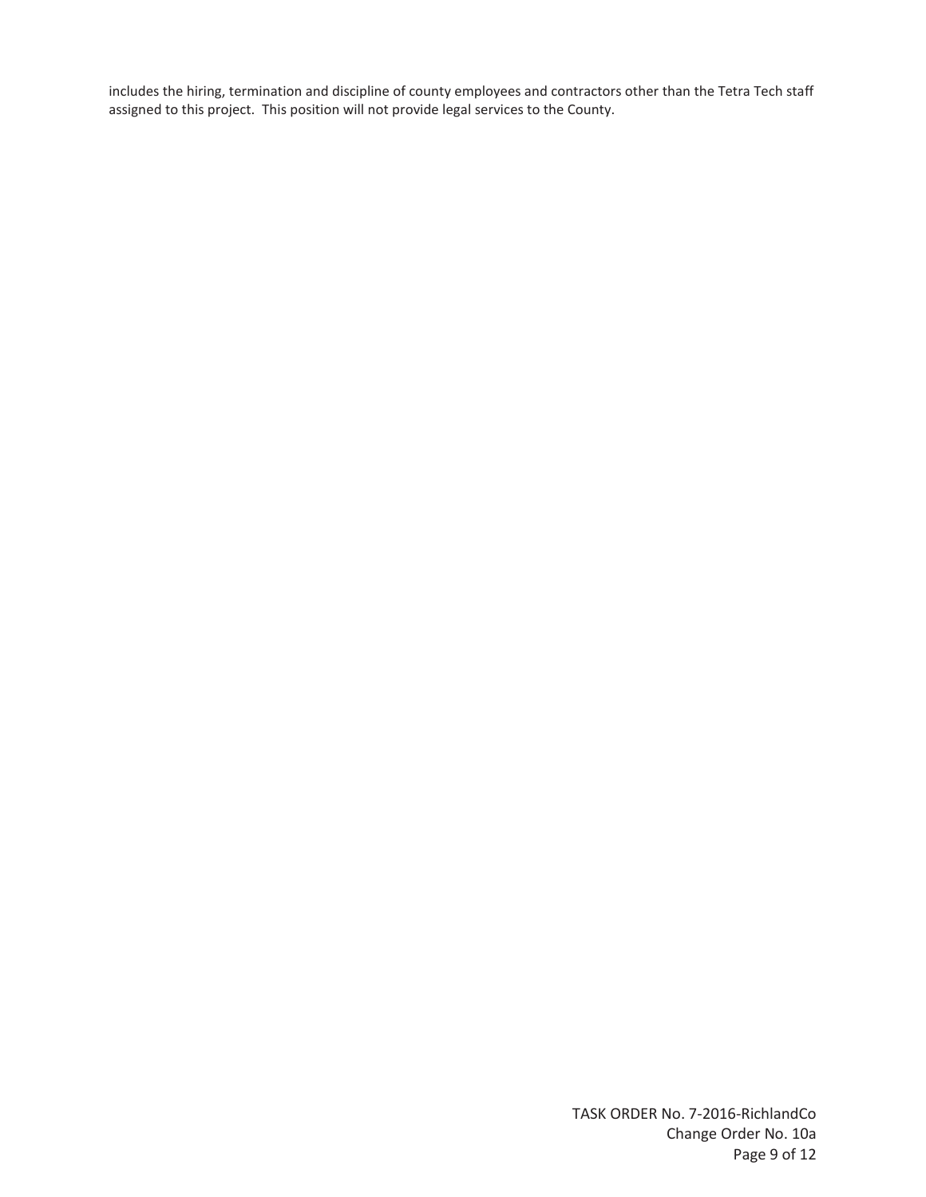includes the hiring, termination and discipline of county employees and contractors other than the Tetra Tech staff assigned to this project. This position will not provide legal services to the County.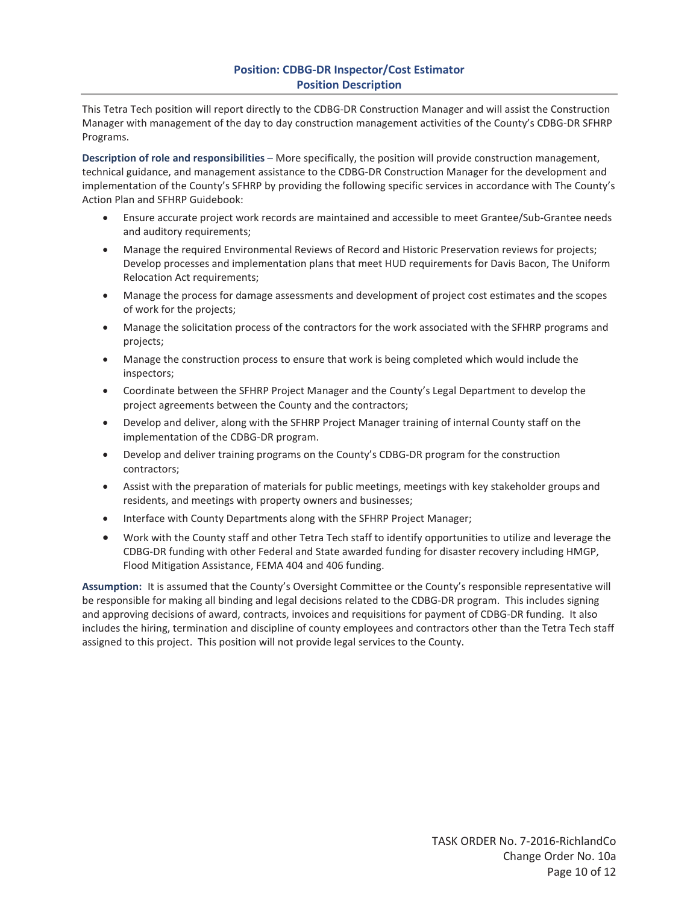## Position: CDBG-DR Inspector/Cost Estimator
## Position Description

This Tetra Tech position will report directly to the CDBG-DR Construction Manager and will assist the Construction Manager with management of the day to day construction management activities of the County's CDBG-DR SFHRP Programs.

**Description of role and responsibilities** – More specifically, the position will provide construction management, technical guidance, and management assistance to the CDBG-DR Construction Manager for the development and implementation of the County's SFHRP by providing the following specific services in accordance with The County's Action Plan and SFHRP Guidebook:

- Ensure accurate project work records are maintained and accessible to meet Grantee/Sub-Grantee needs and auditory requirements;
- Manage the required Environmental Reviews of Record and Historic Preservation reviews for projects; Develop processes and implementation plans that meet HUD requirements for Davis Bacon, The Uniform Relocation Act requirements;
- Manage the process for damage assessments and development of project cost estimates and the scopes of work for the projects;
- Manage the solicitation process of the contractors for the work associated with the SFHRP programs and projects;
- Manage the construction process to ensure that work is being completed which would include the inspectors;
- Coordinate between the SFHRP Project Manager and the County's Legal Department to develop the project agreements between the County and the contractors;
- Develop and deliver, along with the SFHRP Project Manager training of internal County staff on the implementation of the CDBG-DR program.
- Develop and deliver training programs on the County's CDBG-DR program for the construction contractors;
- Assist with the preparation of materials for public meetings, meetings with key stakeholder groups and residents, and meetings with property owners and businesses;
- Interface with County Departments along with the SFHRP Project Manager;
- Work with the County staff and other Tetra Tech staff to identify opportunities to utilize and leverage the CDBG-DR funding with other Federal and State awarded funding for disaster recovery including HMGP, Flood Mitigation Assistance, FEMA 404 and 406 funding.

**Assumption:** It is assumed that the County's Oversight Committee or the County's responsible representative will be responsible for making all binding and legal decisions related to the CDBG-DR program. This includes signing and approving decisions of award, contracts, invoices and requisitions for payment of CDBG-DR funding. It also includes the hiring, termination and discipline of county employees and contractors other than the Tetra Tech staff assigned to this project. This position will not provide legal services to the County.

TASK ORDER No. 7-2016-RichlandCo
Change Order No. 10a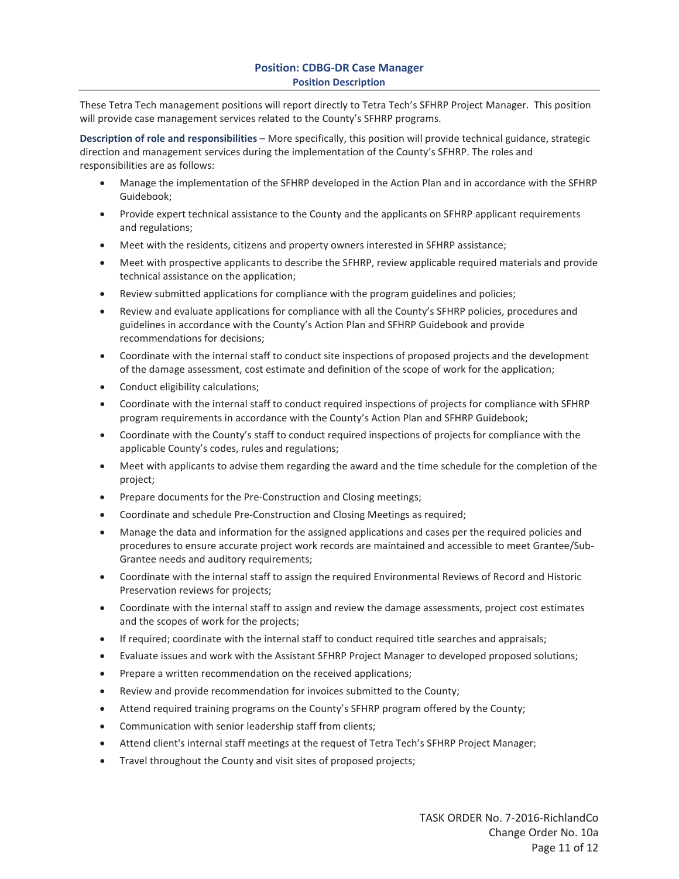## Position: CDBG-DR Case Manager

### Position Description

These Tetra Tech management positions will report directly to Tetra Tech's SFHRP Project Manager. This position will provide case management services related to the County's SFHRP programs.

**Description of role and responsibilities** – More specifically, this position will provide technical guidance, strategic direction and management services during the implementation of the County's SFHRP. The roles and responsibilities are as follows:

- Manage the implementation of the SFHRP developed in the Action Plan and in accordance with the SFHRP Guidebook;
- Provide expert technical assistance to the County and the applicants on SFHRP applicant requirements and regulations;
- Meet with the residents, citizens and property owners interested in SFHRP assistance;
- Meet with prospective applicants to describe the SFHRP, review applicable required materials and provide technical assistance on the application;
- Review submitted applications for compliance with the program guidelines and policies;
- Review and evaluate applications for compliance with all the County's SFHRP policies, procedures and guidelines in accordance with the County's Action Plan and SFHRP Guidebook and provide recommendations for decisions;
- Coordinate with the internal staff to conduct site inspections of proposed projects and the development of the damage assessment, cost estimate and definition of the scope of work for the application;
- Conduct eligibility calculations;
- Coordinate with the internal staff to conduct required inspections of projects for compliance with SFHRP program requirements in accordance with the County's Action Plan and SFHRP Guidebook;
- Coordinate with the County's staff to conduct required inspections of projects for compliance with the applicable County's codes, rules and regulations;
- Meet with applicants to advise them regarding the award and the time schedule for the completion of the project;
- Prepare documents for the Pre-Construction and Closing meetings;
- Coordinate and schedule Pre-Construction and Closing Meetings as required;
- Manage the data and information for the assigned applications and cases per the required policies and procedures to ensure accurate project work records are maintained and accessible to meet Grantee/Sub-Grantee needs and auditory requirements;
- Coordinate with the internal staff to assign the required Environmental Reviews of Record and Historic Preservation reviews for projects;
- Coordinate with the internal staff to assign and review the damage assessments, project cost estimates and the scopes of work for the projects;
- If required; coordinate with the internal staff to conduct required title searches and appraisals;
- Evaluate issues and work with the Assistant SFHRP Project Manager to developed proposed solutions;
- Prepare a written recommendation on the received applications;
- Review and provide recommendation for invoices submitted to the County;
- Attend required training programs on the County's SFHRP program offered by the County;
- Communication with senior leadership staff from clients;
- Attend client's internal staff meetings at the request of Tetra Tech's SFHRP Project Manager;
- Travel throughout the County and visit sites of proposed projects;

TASK ORDER No. 7-2016-RichlandCo
Change Order No. 10a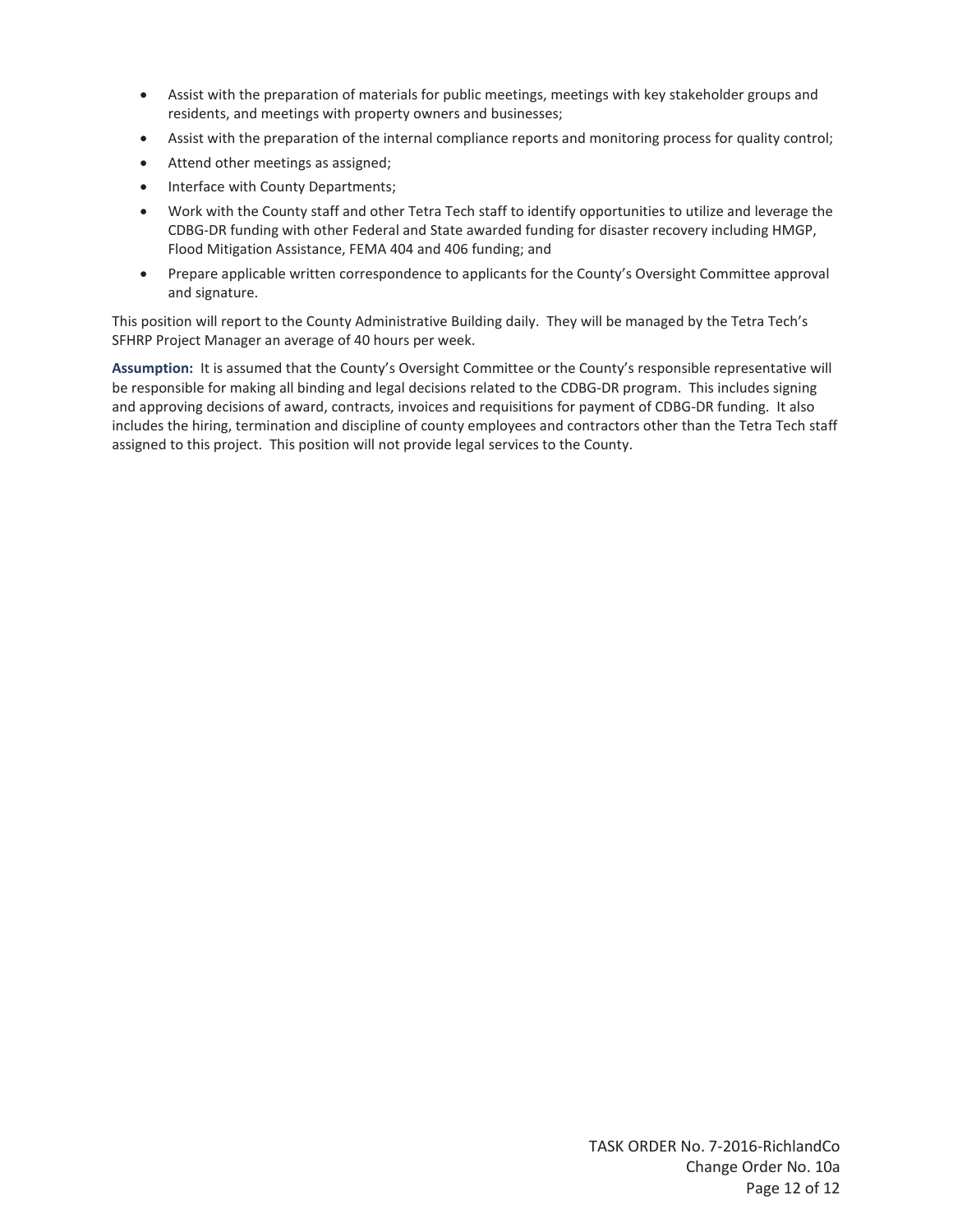- Assist with the preparation of materials for public meetings, meetings with key stakeholder groups and residents, and meetings with property owners and businesses;
- Assist with the preparation of the internal compliance reports and monitoring process for quality control;
- Attend other meetings as assigned;
- Interface with County Departments;
- Work with the County staff and other Tetra Tech staff to identify opportunities to utilize and leverage the CDBG-DR funding with other Federal and State awarded funding for disaster recovery including HMGP, Flood Mitigation Assistance, FEMA 404 and 406 funding; and
- Prepare applicable written correspondence to applicants for the County's Oversight Committee approval and signature.

This position will report to the County Administrative Building daily. They will be managed by the Tetra Tech's SFHRP Project Manager an average of 40 hours per week.

**Assumption:** It is assumed that the County's Oversight Committee or the County's responsible representative will be responsible for making all binding and legal decisions related to the CDBG-DR program. This includes signing and approving decisions of award, contracts, invoices and requisitions for payment of CDBG-DR funding. It also includes the hiring, termination and discipline of county employees and contractors other than the Tetra Tech staff assigned to this project. This position will not provide legal services to the County.